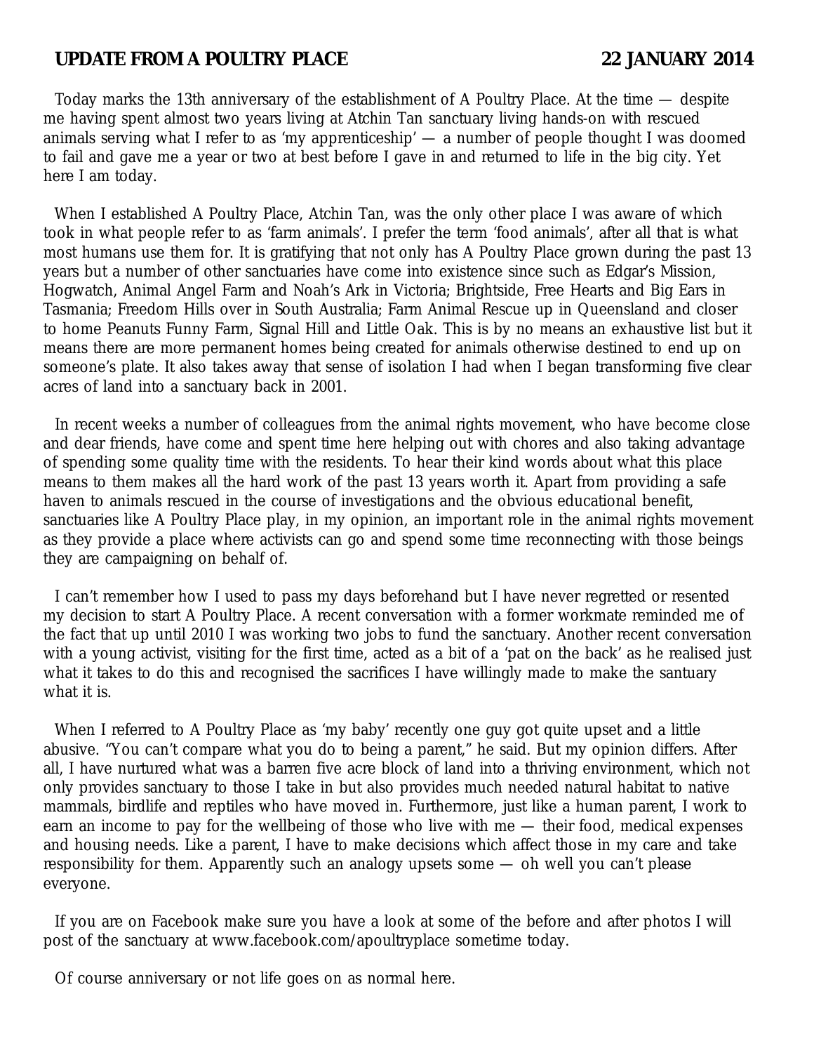**UPDATE FROM A POULTRY PLACE** **22 JANUARY 2014**

Today marks the 13th anniversary of the establishment of A Poultry Place. At the time — despite me having spent almost two years living at Atchin Tan sanctuary living hands-on with rescued animals serving what I refer to as 'my apprenticeship' — a number of people thought I was doomed to fail and gave me a year or two at best before I gave in and returned to life in the big city. Yet here I am today.

When I established A Poultry Place, Atchin Tan, was the only other place I was aware of which took in what people refer to as 'farm animals'. I prefer the term 'food animals', after all that is what most humans use them for. It is gratifying that not only has A Poultry Place grown during the past 13 years but a number of other sanctuaries have come into existence since such as Edgar's Mission, Hogwatch, Animal Angel Farm and Noah's Ark in Victoria; Brightside, Free Hearts and Big Ears in Tasmania; Freedom Hills over in South Australia; Farm Animal Rescue up in Queensland and closer to home Peanuts Funny Farm, Signal Hill and Little Oak. This is by no means an exhaustive list but it means there are more permanent homes being created for animals otherwise destined to end up on someone's plate. It also takes away that sense of isolation I had when I began transforming five clear acres of land into a sanctuary back in 2001.

In recent weeks a number of colleagues from the animal rights movement, who have become close and dear friends, have come and spent time here helping out with chores and also taking advantage of spending some quality time with the residents. To hear their kind words about what this place means to them makes all the hard work of the past 13 years worth it. Apart from providing a safe haven to animals rescued in the course of investigations and the obvious educational benefit, sanctuaries like A Poultry Place play, in my opinion, an important role in the animal rights movement as they provide a place where activists can go and spend some time reconnecting with those beings they are campaigning on behalf of.

I can't remember how I used to pass my days beforehand but I have never regretted or resented my decision to start A Poultry Place. A recent conversation with a former workmate reminded me of the fact that up until 2010 I was working two jobs to fund the sanctuary. Another recent conversation with a young activist, visiting for the first time, acted as a bit of a 'pat on the back' as he realised just what it takes to do this and recognised the sacrifices I have willingly made to make the santuary what it is.

When I referred to A Poultry Place as 'my baby' recently one guy got quite upset and a little abusive. "You can't compare what you do to being a parent," he said. But my opinion differs. After all, I have nurtured what was a barren five acre block of land into a thriving environment, which not only provides sanctuary to those I take in but also provides much needed natural habitat to native mammals, birdlife and reptiles who have moved in. Furthermore, just like a human parent, I work to earn an income to pay for the wellbeing of those who live with me — their food, medical expenses and housing needs. Like a parent, I have to make decisions which affect those in my care and take responsibility for them. Apparently such an analogy upsets some — oh well you can't please everyone.

If you are on Facebook make sure you have a look at some of the before and after photos I will post of the sanctuary at www.facebook.com/apoultryplace sometime today.

Of course anniversary or not life goes on as normal here.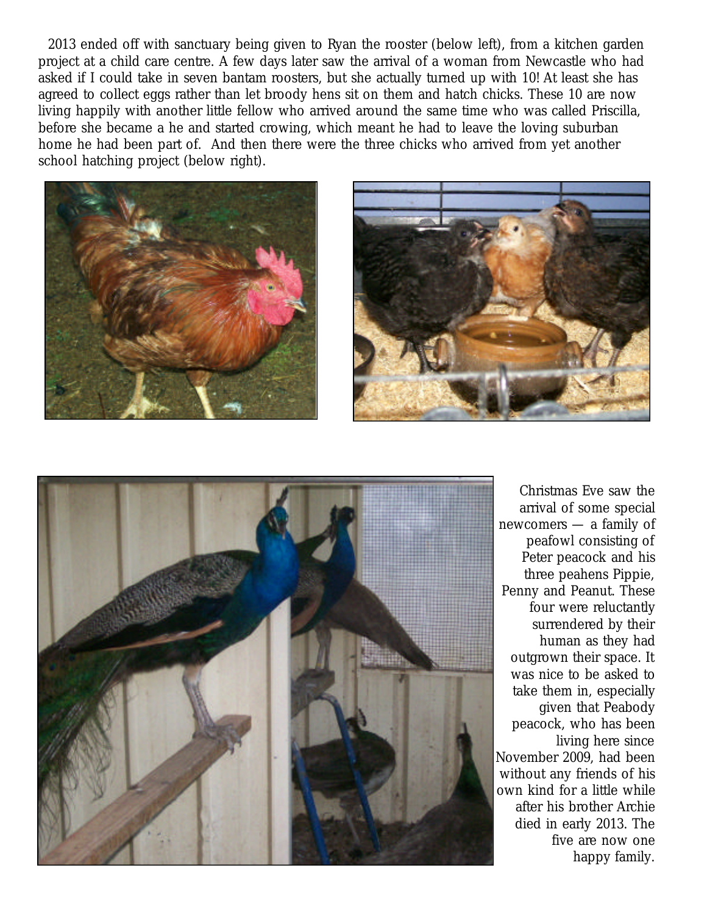2013 ended off with sanctuary being given to Ryan the rooster (below left), from a kitchen garden project at a child care centre. A few days later saw the arrival of a woman from Newcastle who had asked if I could take in seven bantam roosters, but she actually turned up with 10! At least she has agreed to collect eggs rather than let broody hens sit on them and hatch chicks. These 10 are now living happily with another little fellow who arrived around the same time who was called Priscilla, before she became a he and started crowing, which meant he had to leave the loving suburban home he had been part of. And then there were the three chicks who arrived from yet another school hatching project (below right).

Christmas Eve saw the arrival of some special newcomers — a family of peafowl consisting of Peter peacock and his three peahens Pippie, Penny and Peanut. These four were reluctantly surrendered by their human as they had outgrown their space. It was nice to be asked to take them in, especially given that Peabody peacock, who has been living here since November 2009, had been without any friends of his own kind for a little while after his brother Archie died in early 2013. The five are now one happy family.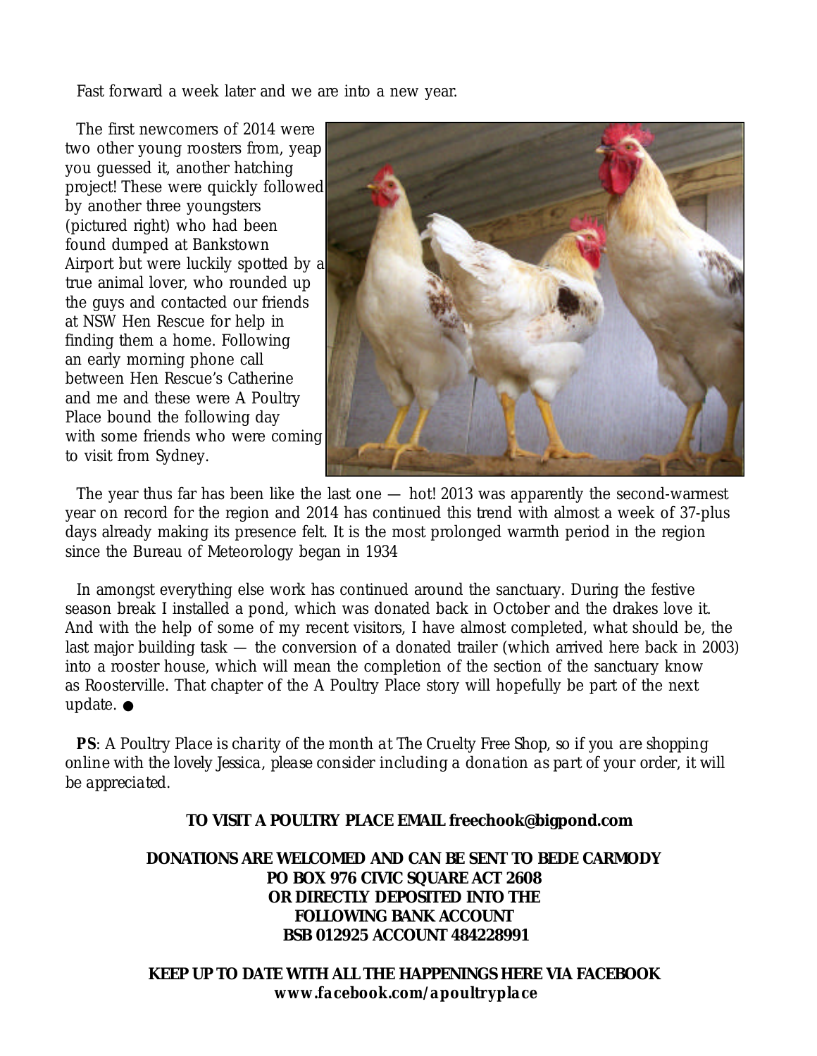Fast forward a week later and we are into a new year.

The first newcomers of 2014 were two other young roosters from, yeap you guessed it, another hatching project! These were quickly followed by another three youngsters (pictured right) who had been found dumped at Bankstown Airport but were luckily spotted by a true animal lover, who rounded up the guys and contacted our friends at NSW Hen Rescue for help in finding them a home. Following an early morning phone call between Hen Rescue's Catherine and me and these were A Poultry Place bound the following day with some friends who were coming to visit from Sydney.

The year thus far has been like the last one — hot! 2013 was apparently the second-warmest year on record for the region and 2014 has continued this trend with almost a week of 37-plus days already making its presence felt. It is the most prolonged warmth period in the region since the Bureau of Meteorology began in 1934

In amongst everything else work has continued around the sanctuary. During the festive season break I installed a pond, which was donated back in October and the drakes love it. And with the help of some of my recent visitors, I have almost completed, what should be, the last major building task — the conversion of a donated trailer (which arrived here back in 2003) into a rooster house, which will mean the completion of the section of the sanctuary know as Roosterville. That chapter of the A Poultry Place story will hopefully be part of the next update. ●

***PS**: A Poultry Place is charity of the month at The Cruelty Free Shop, so if you are shopping online with the lovely Jessica, please consider including a donation as part of your order, it will be appreciated.*

**TO VISIT A POULTRY PLACE EMAIL freechook@bigpond.com**

**DONATIONS ARE WELCOMED AND CAN BE SENT TO BEDE CARMODY
PO BOX 976 CIVIC SQUARE ACT 2608
OR DIRECTLY DEPOSITED INTO THE
FOLLOWING BANK ACCOUNT
BSB 012925 ACCOUNT 484228991**

**KEEP UP TO DATE WITH ALL THE HAPPENINGS HERE VIA FACEBOOK
www.facebook.com/apoultryplace**